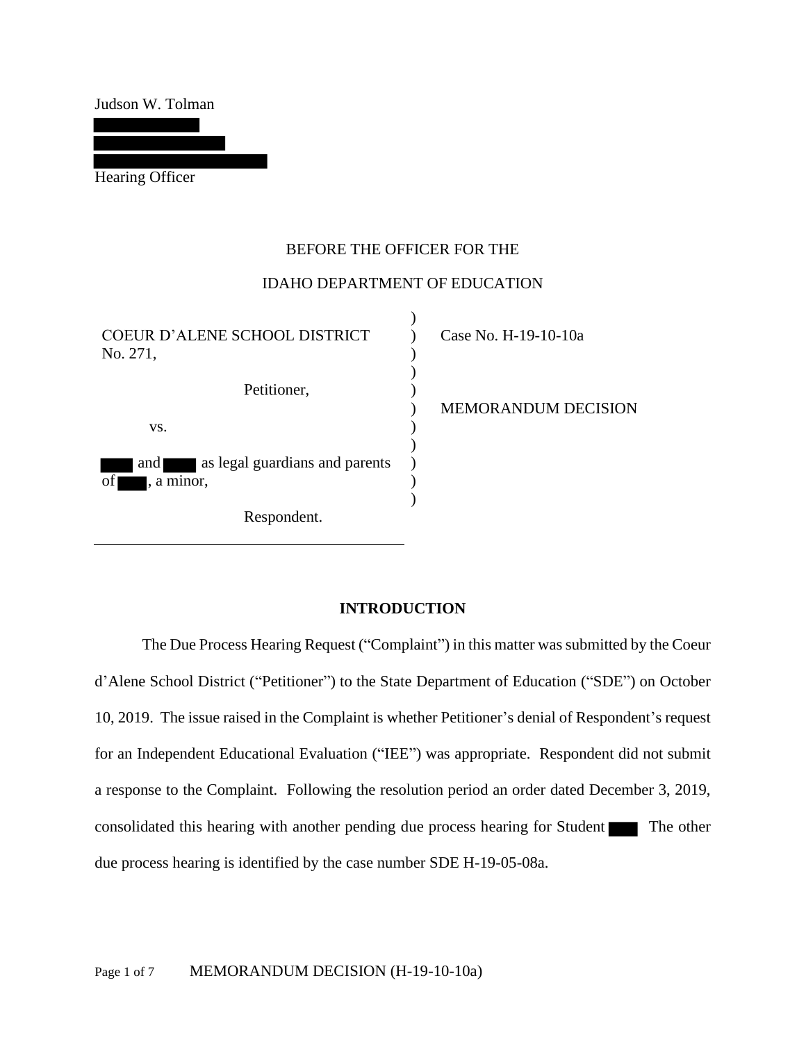Judson W. Tolman

Hearing Officer

BEFORE THE OFFICER FOR THE

IDAHO DEPARTMENT OF EDUCATION

COEUR D'ALENE SCHOOL DISTRICT No. 271,

Petitioner,

vs.

and as legal guardians and parents of , a minor,

Respondent.

Case No. H-19-10-10a

MEMORANDUM DECISION

## INTRODUCTION

The Due Process Hearing Request ("Complaint") in this matter was submitted by the Coeur d'Alene School District ("Petitioner") to the State Department of Education ("SDE") on October 10, 2019. The issue raised in the Complaint is whether Petitioner's denial of Respondent's request for an Independent Educational Evaluation ("IEE") was appropriate. Respondent did not submit a response to the Complaint. Following the resolution period an order dated December 3, 2019, consolidated this hearing with another pending due process hearing for Student The other due process hearing is identified by the case number SDE H-19-05-08a.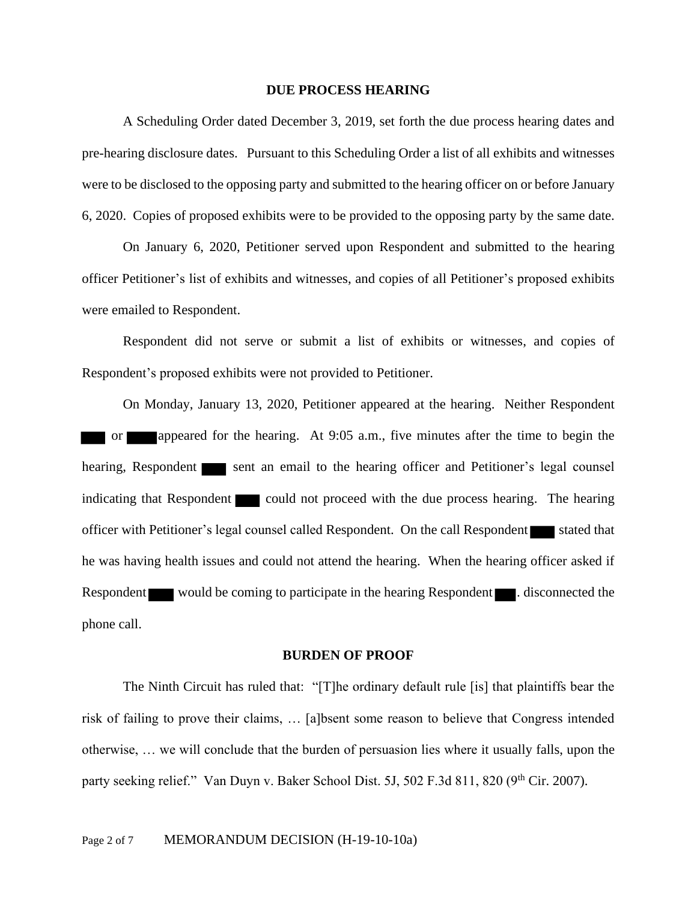## DUE PROCESS HEARING

A Scheduling Order dated December 3, 2019, set forth the due process hearing dates and pre-hearing disclosure dates. Pursuant to this Scheduling Order a list of all exhibits and witnesses were to be disclosed to the opposing party and submitted to the hearing officer on or before January 6, 2020. Copies of proposed exhibits were to be provided to the opposing party by the same date.

On January 6, 2020, Petitioner served upon Respondent and submitted to the hearing officer Petitioner's list of exhibits and witnesses, and copies of all Petitioner's proposed exhibits were emailed to Respondent.

Respondent did not serve or submit a list of exhibits or witnesses, and copies of Respondent's proposed exhibits were not provided to Petitioner.

On Monday, January 13, 2020, Petitioner appeared at the hearing. Neither Respondent ████ or ████ appeared for the hearing. At 9:05 a.m., five minutes after the time to begin the hearing, Respondent ████ sent an email to the hearing officer and Petitioner's legal counsel indicating that Respondent ████ could not proceed with the due process hearing. The hearing officer with Petitioner's legal counsel called Respondent. On the call Respondent ████ stated that he was having health issues and could not attend the hearing. When the hearing officer asked if Respondent ████ would be coming to participate in the hearing Respondent ████. disconnected the phone call.

## BURDEN OF PROOF

The Ninth Circuit has ruled that: "[T]he ordinary default rule [is] that plaintiffs bear the risk of failing to prove their claims, … [a]bsent some reason to believe that Congress intended otherwise, … we will conclude that the burden of persuasion lies where it usually falls, upon the party seeking relief." Van Duyn v. Baker School Dist. 5J, 502 F.3d 811, 820 (9th Cir. 2007).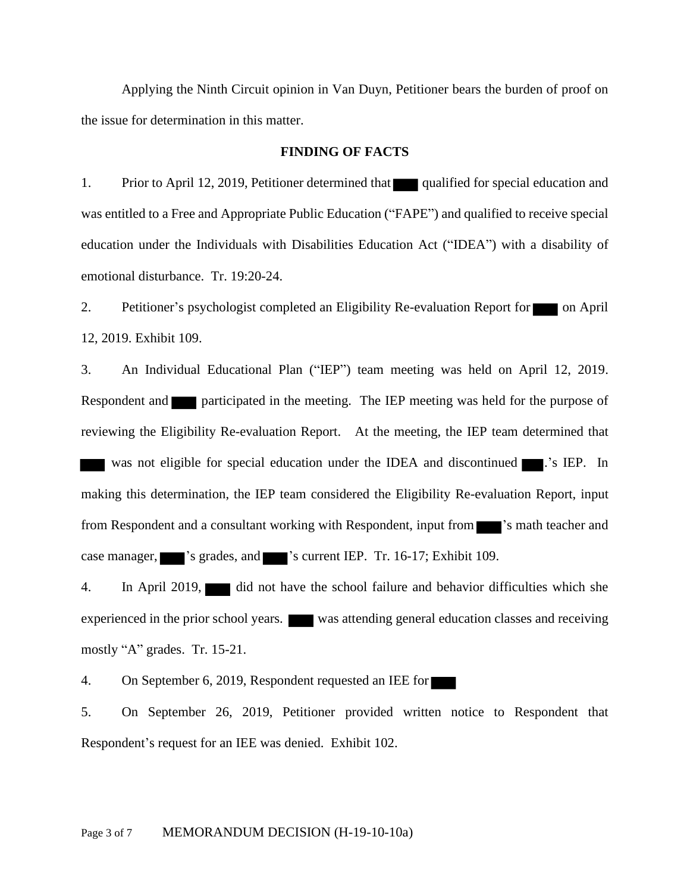Applying the Ninth Circuit opinion in Van Duyn, Petitioner bears the burden of proof on the issue for determination in this matter.

**FINDING OF FACTS**

1. Prior to April 12, 2019, Petitioner determined that ███ qualified for special education and was entitled to a Free and Appropriate Public Education ("FAPE") and qualified to receive special education under the Individuals with Disabilities Education Act ("IDEA") with a disability of emotional disturbance. Tr. 19:20-24.

2. Petitioner's psychologist completed an Eligibility Re-evaluation Report for ███ on April 12, 2019. Exhibit 109.

3. An Individual Educational Plan ("IEP") team meeting was held on April 12, 2019. Respondent and ███ participated in the meeting. The IEP meeting was held for the purpose of reviewing the Eligibility Re-evaluation Report. At the meeting, the IEP team determined that ███ was not eligible for special education under the IDEA and discontinued ███.'s IEP. In making this determination, the IEP team considered the Eligibility Re-evaluation Report, input from Respondent and a consultant working with Respondent, input from ███'s math teacher and case manager, ███'s grades, and ███'s current IEP. Tr. 16-17; Exhibit 109.

4. In April 2019, ███ did not have the school failure and behavior difficulties which she experienced in the prior school years. ███ was attending general education classes and receiving mostly "A" grades. Tr. 15-21.

4. On September 6, 2019, Respondent requested an IEE for ███

5. On September 26, 2019, Petitioner provided written notice to Respondent that Respondent's request for an IEE was denied. Exhibit 102.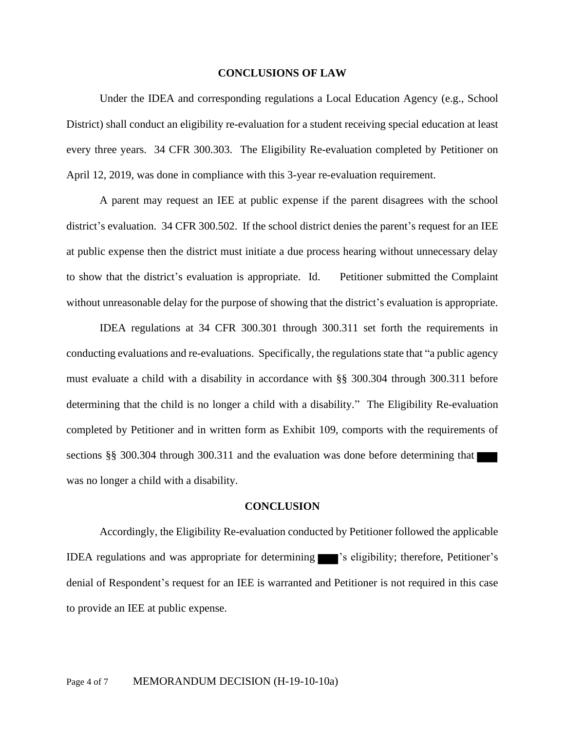## CONCLUSIONS OF LAW

Under the IDEA and corresponding regulations a Local Education Agency (e.g., School District) shall conduct an eligibility re-evaluation for a student receiving special education at least every three years. 34 CFR 300.303. The Eligibility Re-evaluation completed by Petitioner on April 12, 2019, was done in compliance with this 3-year re-evaluation requirement.

A parent may request an IEE at public expense if the parent disagrees with the school district's evaluation. 34 CFR 300.502. If the school district denies the parent's request for an IEE at public expense then the district must initiate a due process hearing without unnecessary delay to show that the district's evaluation is appropriate. Id. Petitioner submitted the Complaint without unreasonable delay for the purpose of showing that the district's evaluation is appropriate.

IDEA regulations at 34 CFR 300.301 through 300.311 set forth the requirements in conducting evaluations and re-evaluations. Specifically, the regulations state that "a public agency must evaluate a child with a disability in accordance with §§ 300.304 through 300.311 before determining that the child is no longer a child with a disability." The Eligibility Re-evaluation completed by Petitioner and in written form as Exhibit 109, comports with the requirements of sections §§ 300.304 through 300.311 and the evaluation was done before determining that ███ was no longer a child with a disability.

## CONCLUSION

Accordingly, the Eligibility Re-evaluation conducted by Petitioner followed the applicable IDEA regulations and was appropriate for determining ███'s eligibility; therefore, Petitioner's denial of Respondent's request for an IEE is warranted and Petitioner is not required in this case to provide an IEE at public expense.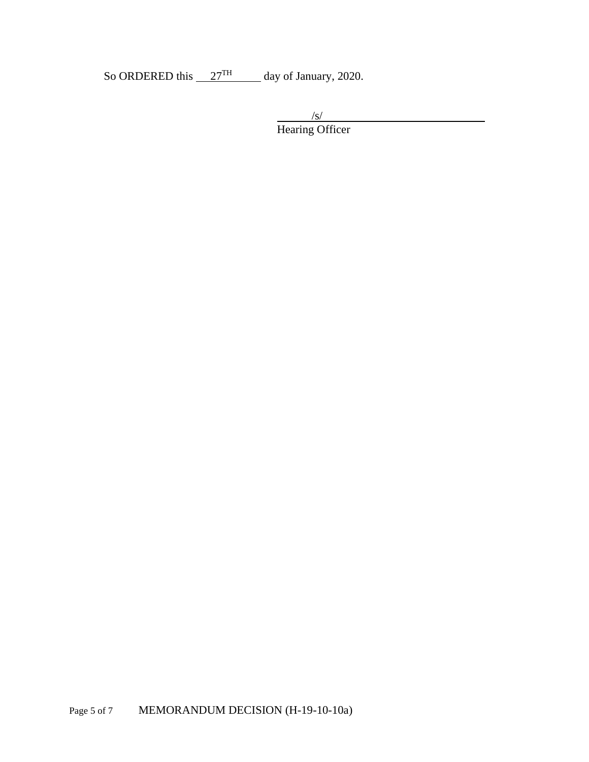So ORDERED this 27TH day of January, 2020.

/s/

Hearing Officer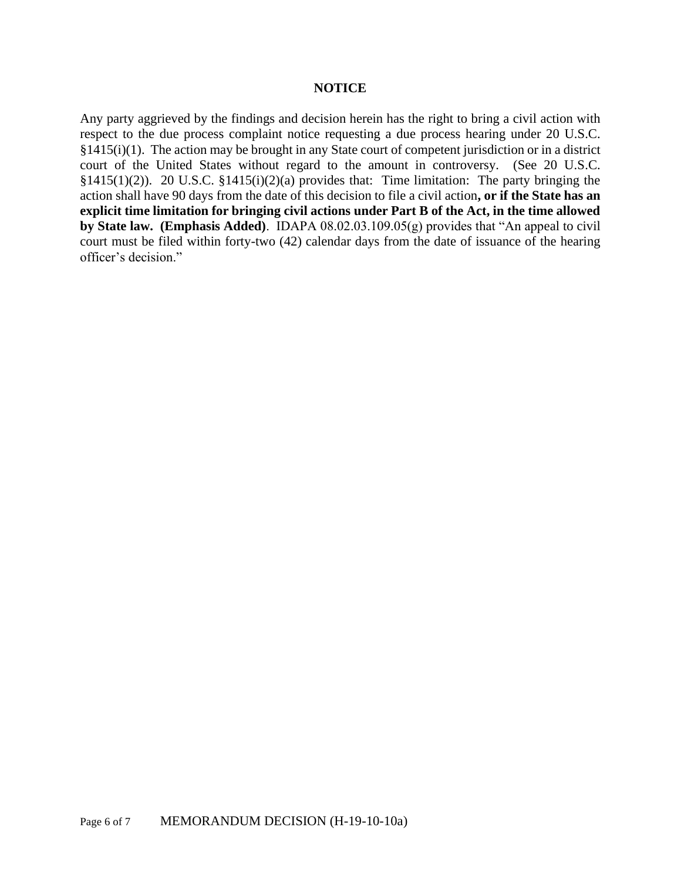## NOTICE

Any party aggrieved by the findings and decision herein has the right to bring a civil action with respect to the due process complaint notice requesting a due process hearing under 20 U.S.C. §1415(i)(1). The action may be brought in any State court of competent jurisdiction or in a district court of the United States without regard to the amount in controversy. (See 20 U.S.C. §1415(1)(2)). 20 U.S.C. §1415(i)(2)(a) provides that: Time limitation: The party bringing the action shall have 90 days from the date of this decision to file a civil action**, or if the State has an explicit time limitation for bringing civil actions under Part B of the Act, in the time allowed by State law. (Emphasis Added)**. IDAPA 08.02.03.109.05(g) provides that "An appeal to civil court must be filed within forty-two (42) calendar days from the date of issuance of the hearing officer's decision."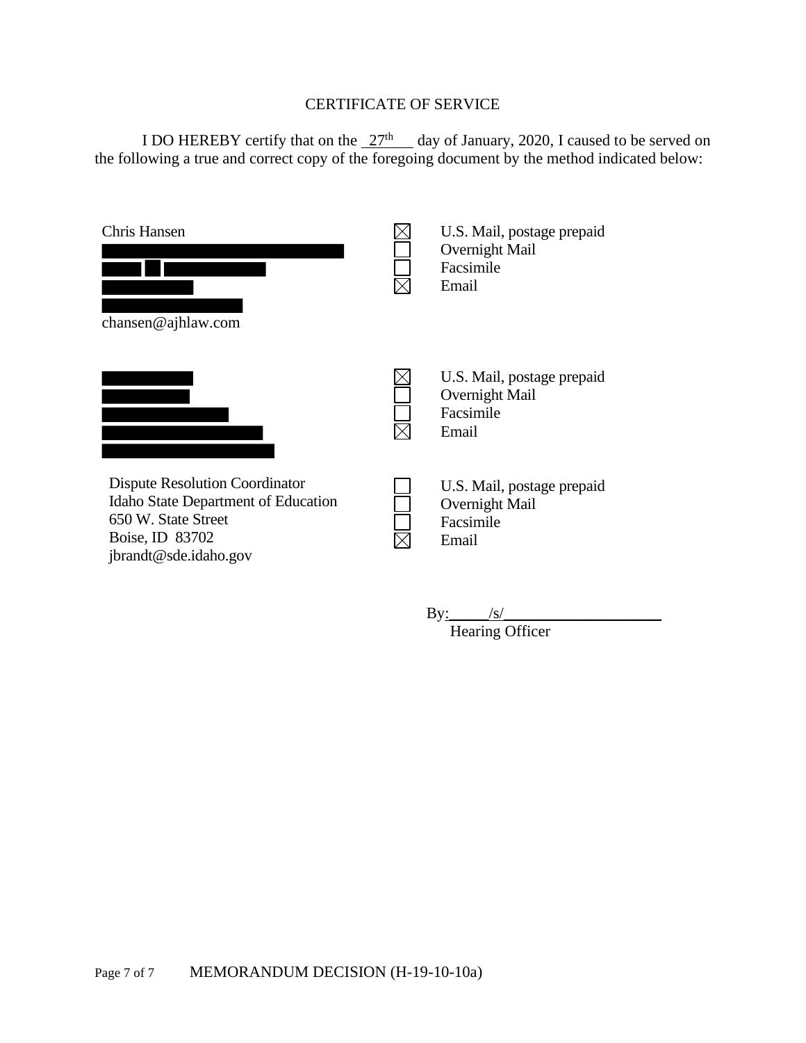CERTIFICATE OF SERVICE

I DO HEREBY certify that on the 27th day of January, 2020, I caused to be served on the following a true and correct copy of the foregoing document by the method indicated below:

| | |
|---|---|
| Chris Hansen<br>[REDACTED]<br>[REDACTED]<br>[REDACTED]<br>[REDACTED]<br>chansen@ajhlaw.com | ☒ U.S. Mail, postage prepaid<br>☐ Overnight Mail<br>☐ Facsimile<br>☒ Email |
| [REDACTED]<br>[REDACTED]<br>[REDACTED]<br>[REDACTED]<br>[REDACTED] | ☒ U.S. Mail, postage prepaid<br>☐ Overnight Mail<br>☐ Facsimile<br>☒ Email |
| Dispute Resolution Coordinator<br>Idaho State Department of Education<br>650 W. State Street<br>Boise, ID 83702<br>jbrandt@sde.idaho.gov | ☐ U.S. Mail, postage prepaid<br>☐ Overnight Mail<br>☐ Facsimile<br>☒ Email |

By: /s/
Hearing Officer

MEMORANDUM DECISION (H-19-10-10a)